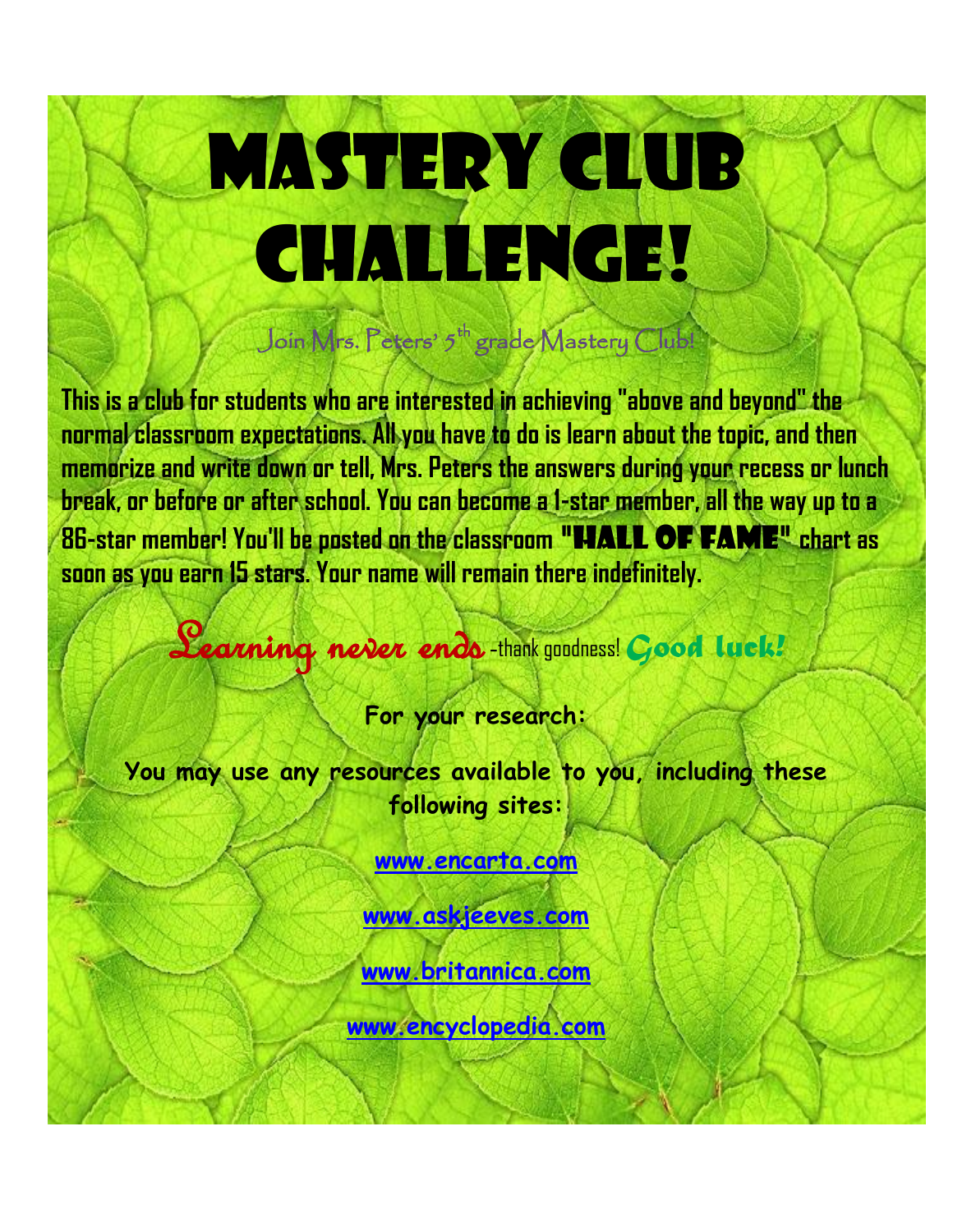# Mastery Club Challenge!

Join Mrs. Peters' 5th grade Mastery Club!

**This is a club for students who are interested in achieving "above and beyond" the normal classroom expectations. All you have to do is learn about the topic, and then memorize and write down or tell, Mrs. Peters the answers during your recess or lunch break, or before or after school. You can become a 1-star member, all the way up to a 86-star member! You'll be posted on the classroom "HALL OF FAME" chart as soon as you earn 15 stars. Your name will remain there indefinitely.**

*Learning never ends* -thank goodness! **Good luck!**

**For your research:**

**You may use any resources available to you, including these following sites:**

**www.encarta.com**

**www.askjeeves.com**

**www.britannica.com**

**www.encyclopedia.com**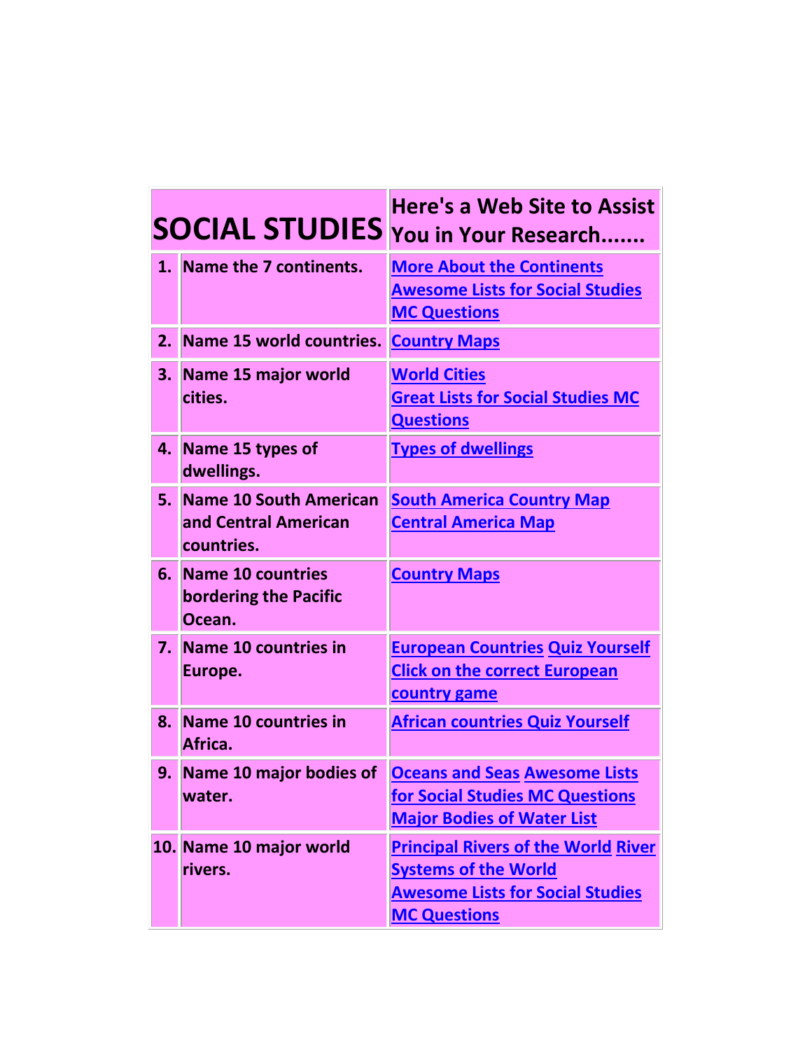| SOCIAL STUDIES | | Here's a Web Site to Assist You in Your Research....... |
|---|---|---|
| 1. | Name the 7 continents. | More About the Continents Awesome Lists for Social Studies MC Questions |
| 2. | Name 15 world countries. | Country Maps |
| 3. | Name 15 major world cities. | World Cities Great Lists for Social Studies MC Questions |
| 4. | Name 15 types of dwellings. | Types of dwellings |
| 5. | Name 10 South American and Central American countries. | South America Country Map Central America Map |
| 6. | Name 10 countries bordering the Pacific Ocean. | Country Maps |
| 7. | Name 10 countries in Europe. | European Countries Quiz Yourself Click on the correct European country game |
| 8. | Name 10 countries in Africa. | African countries Quiz Yourself |
| 9. | Name 10 major bodies of water. | Oceans and Seas Awesome Lists for Social Studies MC Questions Major Bodies of Water List |
| 10. | Name 10 major world rivers. | Principal Rivers of the World River Systems of the World Awesome Lists for Social Studies MC Questions |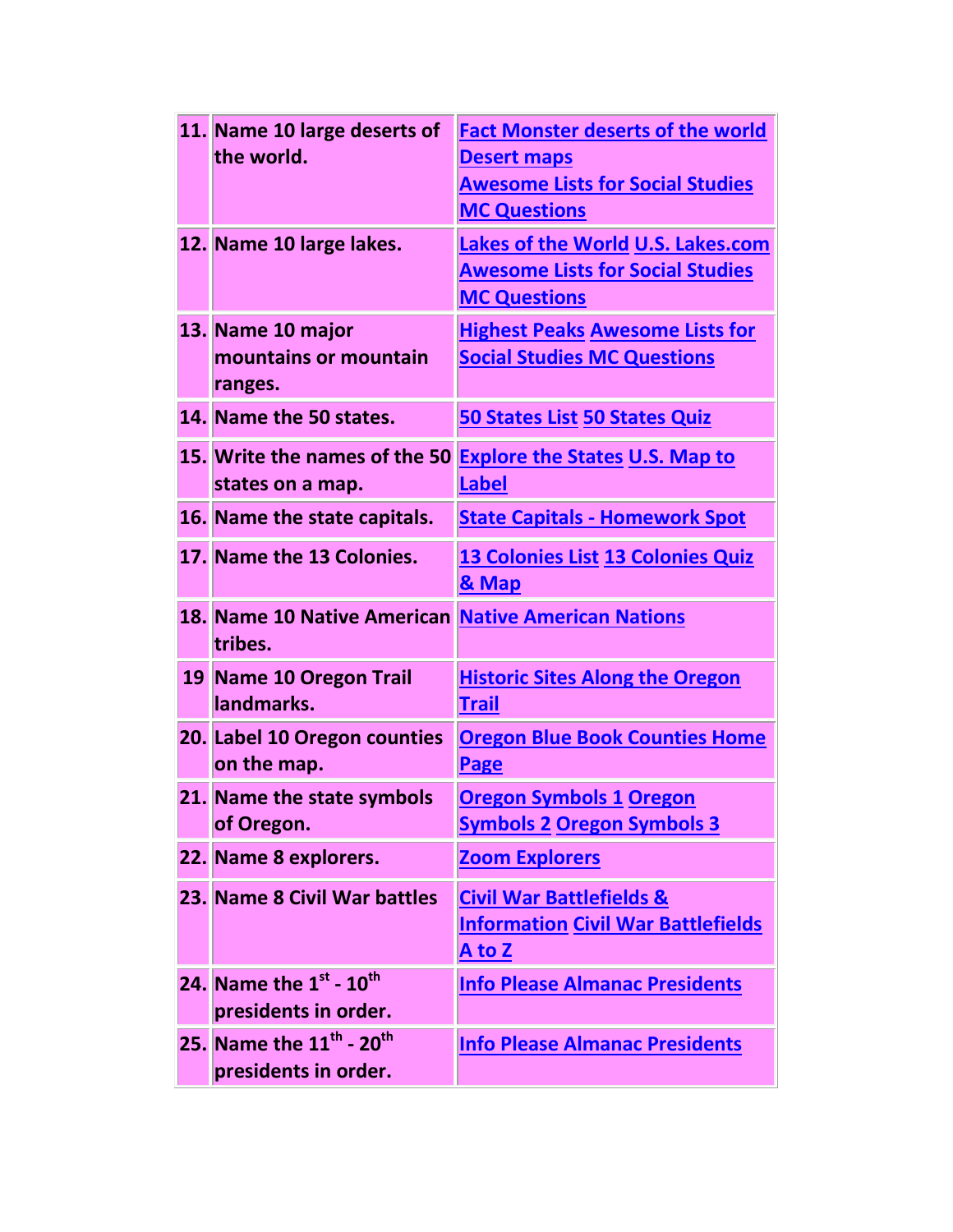| | | |
|---|---|---|
| **11.** | **Name 10 large deserts of the world.** | **Fact Monster deserts of the world** **Desert maps** **Awesome Lists for Social Studies MC Questions** |
| **12.** | **Name 10 large lakes.** | **Lakes of the World** **U.S. Lakes.com** **Awesome Lists for Social Studies MC Questions** |
| **13.** | **Name 10 major mountains or mountain ranges.** | **Highest Peaks** **Awesome Lists for Social Studies MC Questions** |
| **14.** | **Name the 50 states.** | **50 States List** **50 States Quiz** |
| **15.** | **Write the names of the 50 states on a map.** | **Explore the States** **U.S. Map to Label** |
| **16.** | **Name the state capitals.** | **State Capitals - Homework Spot** |
| **17.** | **Name the 13 Colonies.** | **13 Colonies List** **13 Colonies Quiz & Map** |
| **18.** | **Name 10 Native American tribes.** | **Native American Nations** |
| **19** | **Name 10 Oregon Trail landmarks.** | **Historic Sites Along the Oregon Trail** |
| **20.** | **Label 10 Oregon counties on the map.** | **Oregon Blue Book Counties Home Page** |
| **21.** | **Name the state symbols of Oregon.** | **Oregon Symbols 1** **Oregon Symbols 2** **Oregon Symbols 3** |
| **22.** | **Name 8 explorers.** | **Zoom Explorers** |
| **23.** | **Name 8 Civil War battles** | **Civil War Battlefields & Information** **Civil War Battlefields A to Z** |
| **24.** | **Name the 1st - 10th presidents in order.** | **Info Please Almanac Presidents** |
| **25.** | **Name the 11th - 20th presidents in order.** | **Info Please Almanac Presidents** |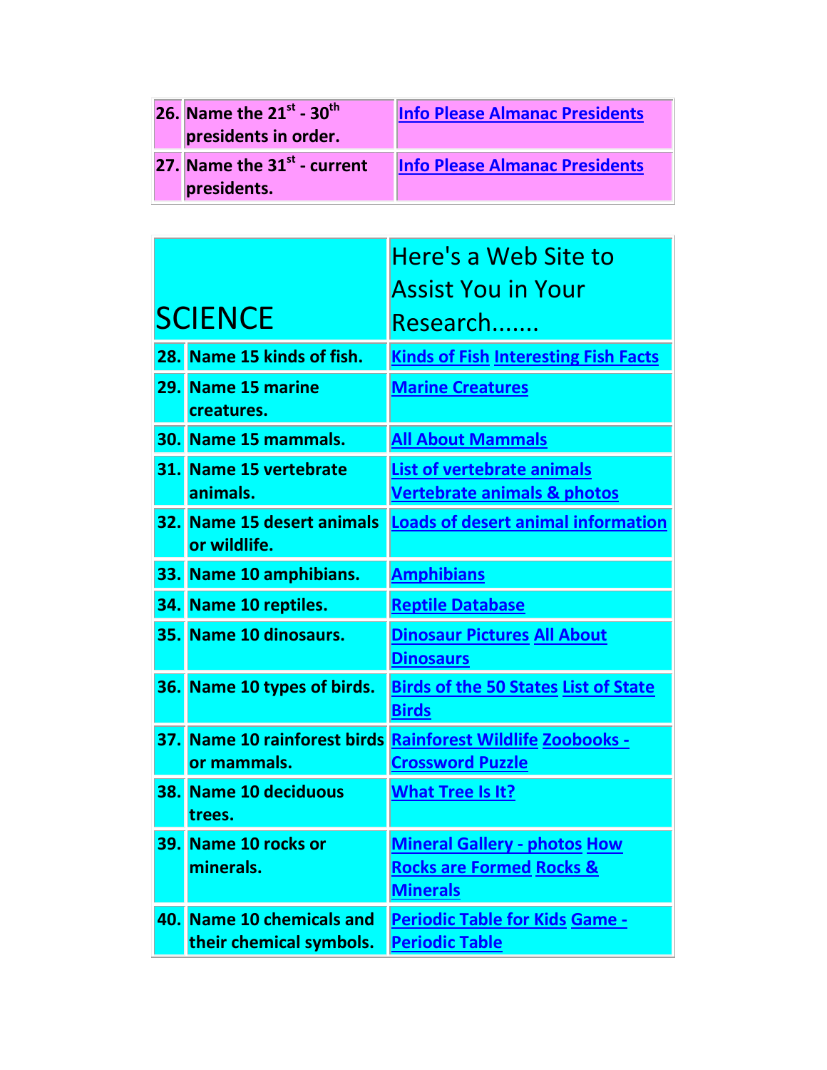| | | |
|---|---|---|
| **26.** | **Name the 21st - 30th presidents in order.** | **Info Please Almanac Presidents** |
| **27.** | **Name the 31st - current presidents.** | **Info Please Almanac Presidents** |

| SCIENCE | | Here's a Web Site to Assist You in Your Research……. |
|---|---|---|
| **28.** | **Name 15 kinds of fish.** | **Kinds of Fish** **Interesting Fish Facts** |
| **29.** | **Name 15 marine creatures.** | **Marine Creatures** |
| **30.** | **Name 15 mammals.** | **All About Mammals** |
| **31.** | **Name 15 vertebrate animals.** | **List of vertebrate animals** **Vertebrate animals & photos** |
| **32.** | **Name 15 desert animals or wildlife.** | **Loads of desert animal information** |
| **33.** | **Name 10 amphibians.** | **Amphibians** |
| **34.** | **Name 10 reptiles.** | **Reptile Database** |
| **35.** | **Name 10 dinosaurs.** | **Dinosaur Pictures** **All About Dinosaurs** |
| **36.** | **Name 10 types of birds.** | **Birds of the 50 States** **List of State Birds** |
| **37.** | **Name 10 rainforest birds or mammals.** | **Rainforest Wildlife** **Zoobooks - Crossword Puzzle** |
| **38.** | **Name 10 deciduous trees.** | **What Tree Is It?** |
| **39.** | **Name 10 rocks or minerals.** | **Mineral Gallery - photos** **How Rocks are Formed** **Rocks & Minerals** |
| **40.** | **Name 10 chemicals and their chemical symbols.** | **Periodic Table for Kids** **Game - Periodic Table** |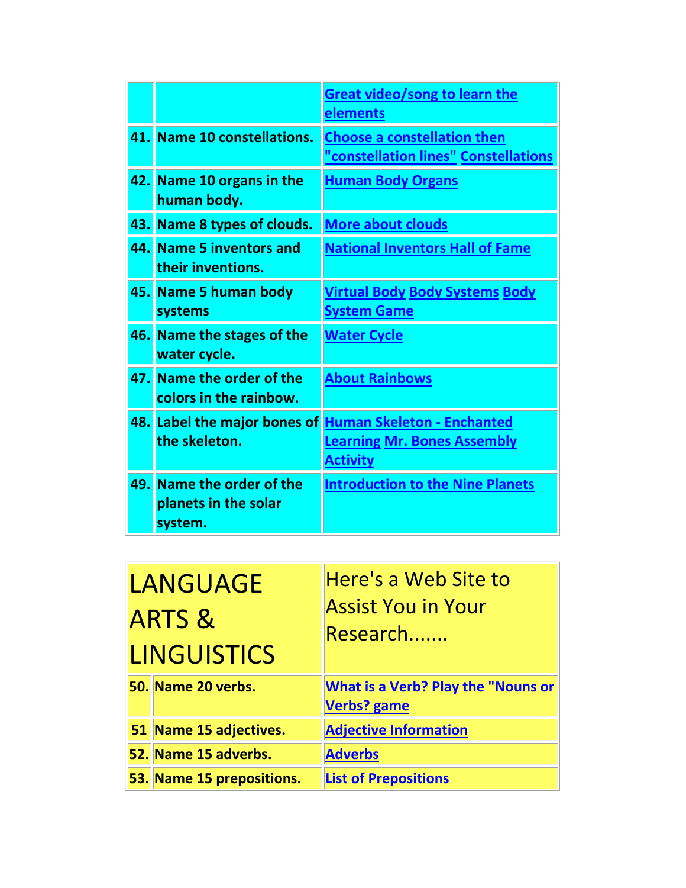| | | |
|---|---|---|
| | | Great video/song to learn the elements |
| 41. | Name 10 constellations. | Choose a constellation then "constellation lines" Constellations |
| 42. | Name 10 organs in the human body. | Human Body Organs |
| 43. | Name 8 types of clouds. | More about clouds |
| 44. | Name 5 inventors and their inventions. | National Inventors Hall of Fame |
| 45. | Name 5 human body systems | Virtual Body Body Systems Body System Game |
| 46. | Name the stages of the water cycle. | Water Cycle |
| 47. | Name the order of the colors in the rainbow. | About Rainbows |
| 48. | Label the major bones of the skeleton. | Human Skeleton - Enchanted Learning Mr. Bones Assembly Activity |
| 49. | Name the order of the planets in the solar system. | Introduction to the Nine Planets |

| LANGUAGE ARTS & LINGUISTICS | | Here's a Web Site to Assist You in Your Research....... |
|---|---|---|
| 50. | Name 20 verbs. | What is a Verb? Play the "Nouns or Verbs? game |
| 51 | Name 15 adjectives. | Adjective Information |
| 52. | Name 15 adverbs. | Adverbs |
| 53. | Name 15 prepositions. | List of Prepositions |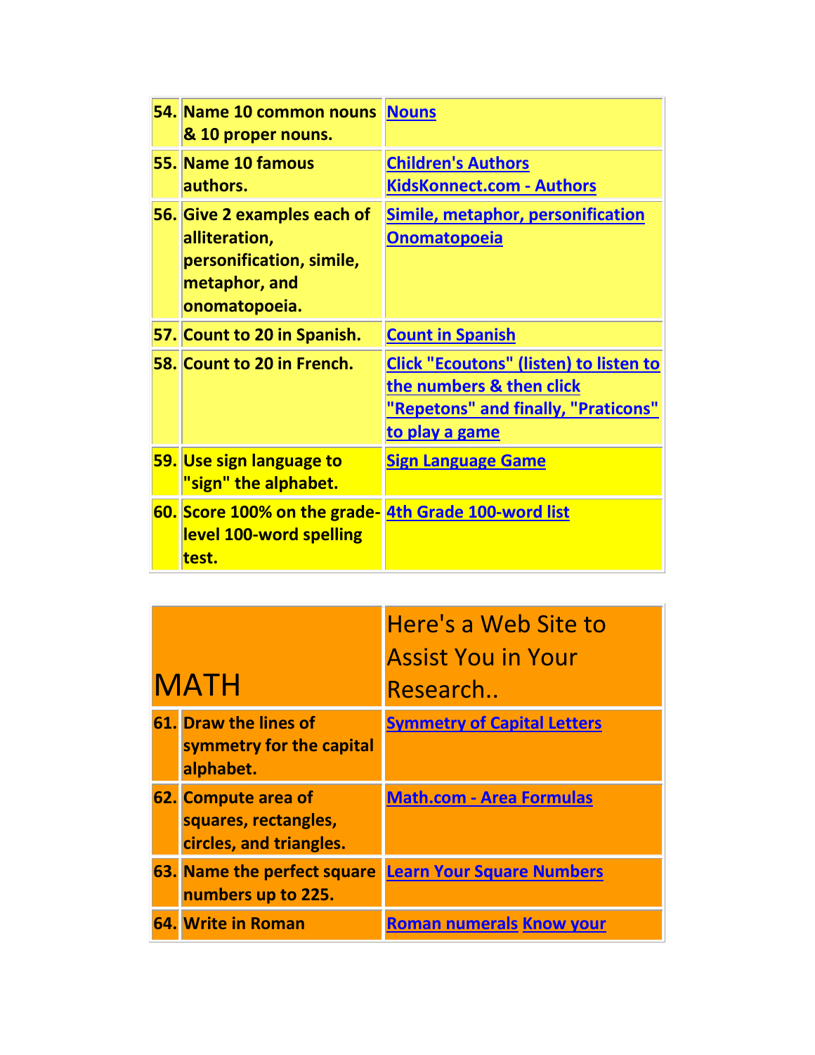| | | |
|---|---|---|
| **54.** | **Name 10 common nouns & 10 proper nouns.** | **Nouns** |
| **55.** | **Name 10 famous authors.** | **Children's Authors**<br>**KidsKonnect.com - Authors** |
| **56.** | **Give 2 examples each of alliteration, personification, simile, metaphor, and onomatopoeia.** | **Simile, metaphor, personification**<br>**Onomatopoeia** |
| **57.** | **Count to 20 in Spanish.** | **Count in Spanish** |
| **58.** | **Count to 20 in French.** | **Click "Ecoutons" (listen) to listen to the numbers & then click "Repetons" and finally, "Praticons" to play a game** |
| **59.** | **Use sign language to "sign" the alphabet.** | **Sign Language Game** |
| **60.** | **Score 100% on the grade-level 100-word spelling test.** | **4th Grade 100-word list** |

| MATH | | Here's a Web Site to Assist You in Your Research.. |
|---|---|---|
| **61.** | **Draw the lines of symmetry for the capital alphabet.** | **Symmetry of Capital Letters** |
| **62.** | **Compute area of squares, rectangles, circles, and triangles.** | **Math.com - Area Formulas** |
| **63.** | **Name the perfect square numbers up to 225.** | **Learn Your Square Numbers** |
| **64.** | **Write in Roman** | **Roman numerals Know your** |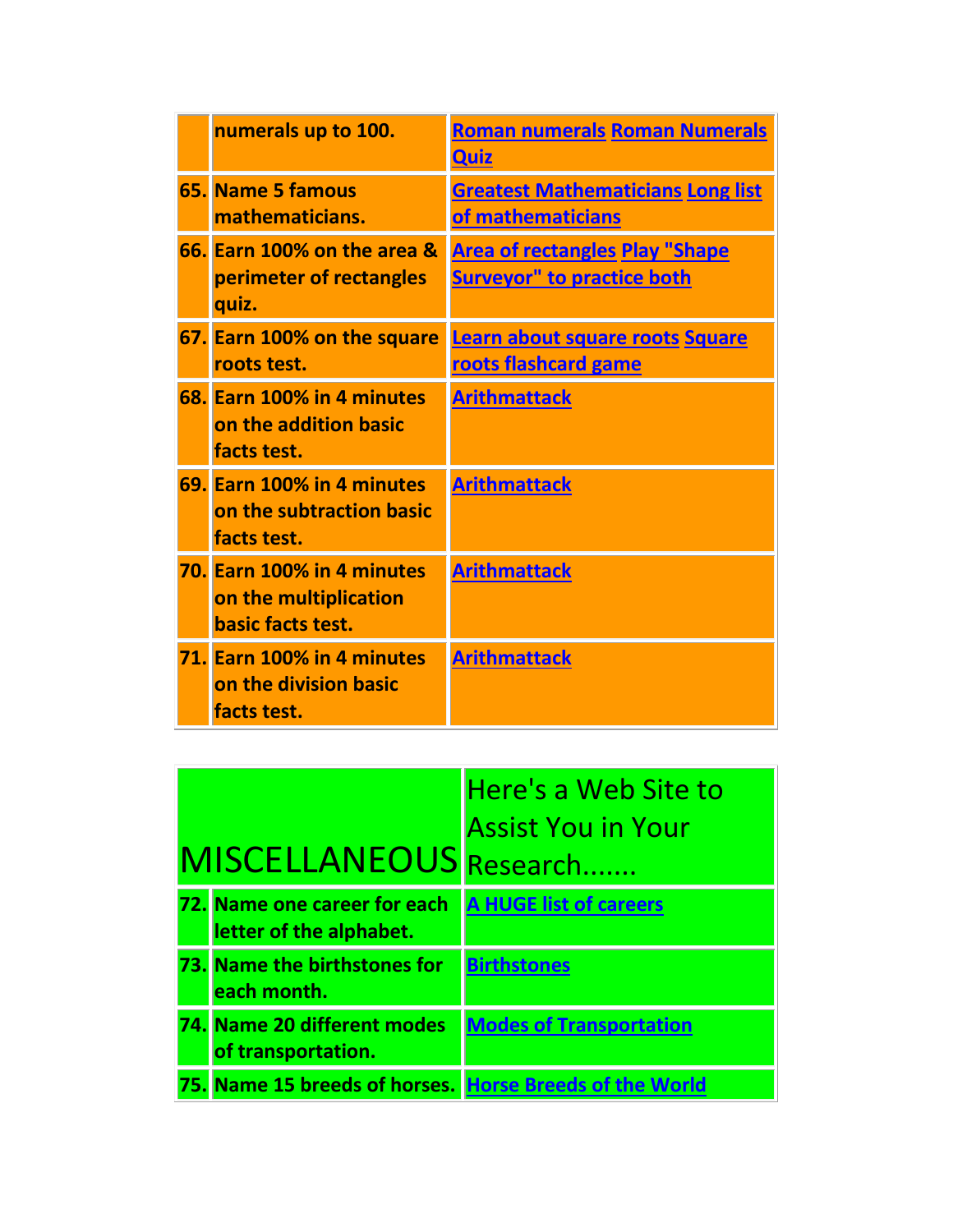| | | |
|---|---|---|
| | **numerals up to 100.** | **Roman numerals Roman Numerals Quiz** |
| **65.** | **Name 5 famous mathematicians.** | **Greatest Mathematicians Long list of mathematicians** |
| **66.** | **Earn 100% on the area & perimeter of rectangles quiz.** | **Area of rectangles Play "Shape Surveyor" to practice both** |
| **67.** | **Earn 100% on the square roots test.** | **Learn about square roots Square roots flashcard game** |
| **68.** | **Earn 100% in 4 minutes on the addition basic facts test.** | **Arithmattack** |
| **69.** | **Earn 100% in 4 minutes on the subtraction basic facts test.** | **Arithmattack** |
| **70.** | **Earn 100% in 4 minutes on the multiplication basic facts test.** | **Arithmattack** |
| **71.** | **Earn 100% in 4 minutes on the division basic facts test.** | **Arithmattack** |

| MISCELLANEOUS | | Here's a Web Site to Assist You in Your Research....... |
|---|---|---|
| **72.** | **Name one career for each letter of the alphabet.** | **A HUGE list of careers** |
| **73.** | **Name the birthstones for each month.** | **Birthstones** |
| **74.** | **Name 20 different modes of transportation.** | **Modes of Transportation** |
| **75.** | **Name 15 breeds of horses.** | **Horse Breeds of the World** |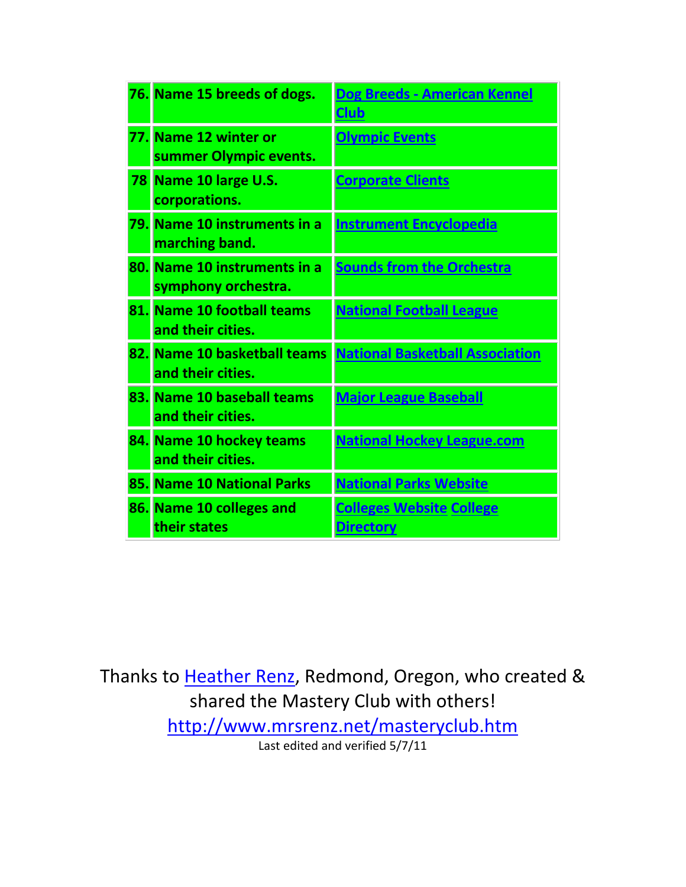| | | |
|---|---|---|
| **76.** | **Name 15 breeds of dogs.** | **Dog Breeds - American Kennel Club** |
| **77.** | **Name 12 winter or summer Olympic events.** | **Olympic Events** |
| **78** | **Name 10 large U.S. corporations.** | **Corporate Clients** |
| **79.** | **Name 10 instruments in a marching band.** | **Instrument Encyclopedia** |
| **80.** | **Name 10 instruments in a symphony orchestra.** | **Sounds from the Orchestra** |
| **81.** | **Name 10 football teams and their cities.** | **National Football League** |
| **82.** | **Name 10 basketball teams and their cities.** | **National Basketball Association** |
| **83.** | **Name 10 baseball teams and their cities.** | **Major League Baseball** |
| **84.** | **Name 10 hockey teams and their cities.** | **National Hockey League.com** |
| **85.** | **Name 10 National Parks** | **National Parks Website** |
| **86.** | **Name 10 colleges and their states** | **Colleges Website College Directory** |

Thanks to Heather Renz, Redmond, Oregon, who created & shared the Mastery Club with others!

http://www.mrsrenz.net/masteryclub.htm

Last edited and verified 5/7/11